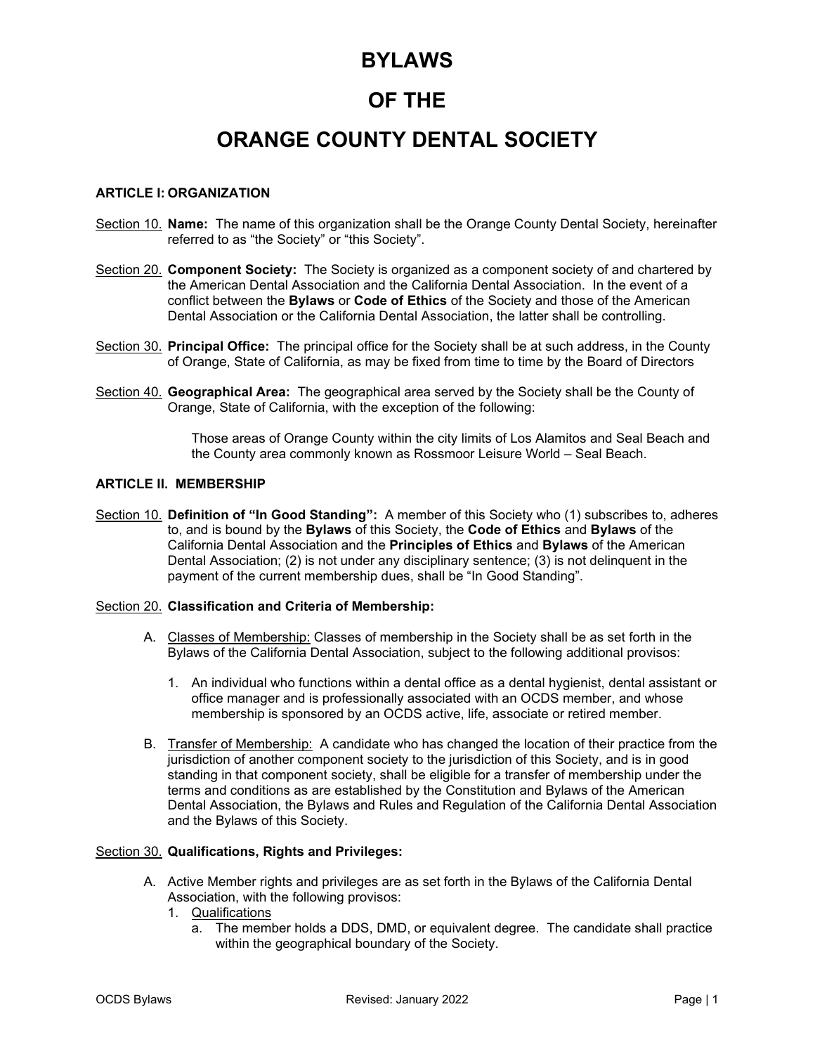# BYLAWS

# OF THE

# ORANGE COUNTY DENTAL SOCIETY

### ARTICLE I: ORGANIZATION

Section 10. **Name:** The name of this organization shall be the Orange County Dental Society, hereinafter referred to as "the Society" or "this Society".

Section 20. **Component Society:** The Society is organized as a component society of and chartered by the American Dental Association and the California Dental Association. In the event of a conflict between the **Bylaws** or **Code of Ethics** of the Society and those of the American Dental Association or the California Dental Association, the latter shall be controlling.

Section 30. **Principal Office:** The principal office for the Society shall be at such address, in the County of Orange, State of California, as may be fixed from time to time by the Board of Directors

Section 40. **Geographical Area:** The geographical area served by the Society shall be the County of Orange, State of California, with the exception of the following:

> Those areas of Orange County within the city limits of Los Alamitos and Seal Beach and the County area commonly known as Rossmoor Leisure World – Seal Beach.

### ARTICLE II. MEMBERSHIP

Section 10. **Definition of "In Good Standing":** A member of this Society who (1) subscribes to, adheres to, and is bound by the **Bylaws** of this Society, the **Code of Ethics** and **Bylaws** of the California Dental Association and the **Principles of Ethics** and **Bylaws** of the American Dental Association; (2) is not under any disciplinary sentence; (3) is not delinquent in the payment of the current membership dues, shall be "In Good Standing".

Section 20. **Classification and Criteria of Membership:**

A. Classes of Membership: Classes of membership in the Society shall be as set forth in the Bylaws of the California Dental Association, subject to the following additional provisos:

1. An individual who functions within a dental office as a dental hygienist, dental assistant or office manager and is professionally associated with an OCDS member, and whose membership is sponsored by an OCDS active, life, associate or retired member.

B. Transfer of Membership: A candidate who has changed the location of their practice from the jurisdiction of another component society to the jurisdiction of this Society, and is in good standing in that component society, shall be eligible for a transfer of membership under the terms and conditions as are established by the Constitution and Bylaws of the American Dental Association, the Bylaws and Rules and Regulation of the California Dental Association and the Bylaws of this Society.

Section 30. **Qualifications, Rights and Privileges:**

A. Active Member rights and privileges are as set forth in the Bylaws of the California Dental Association, with the following provisos:

1. Qualifications
   a. The member holds a DDS, DMD, or equivalent degree. The candidate shall practice within the geographical boundary of the Society.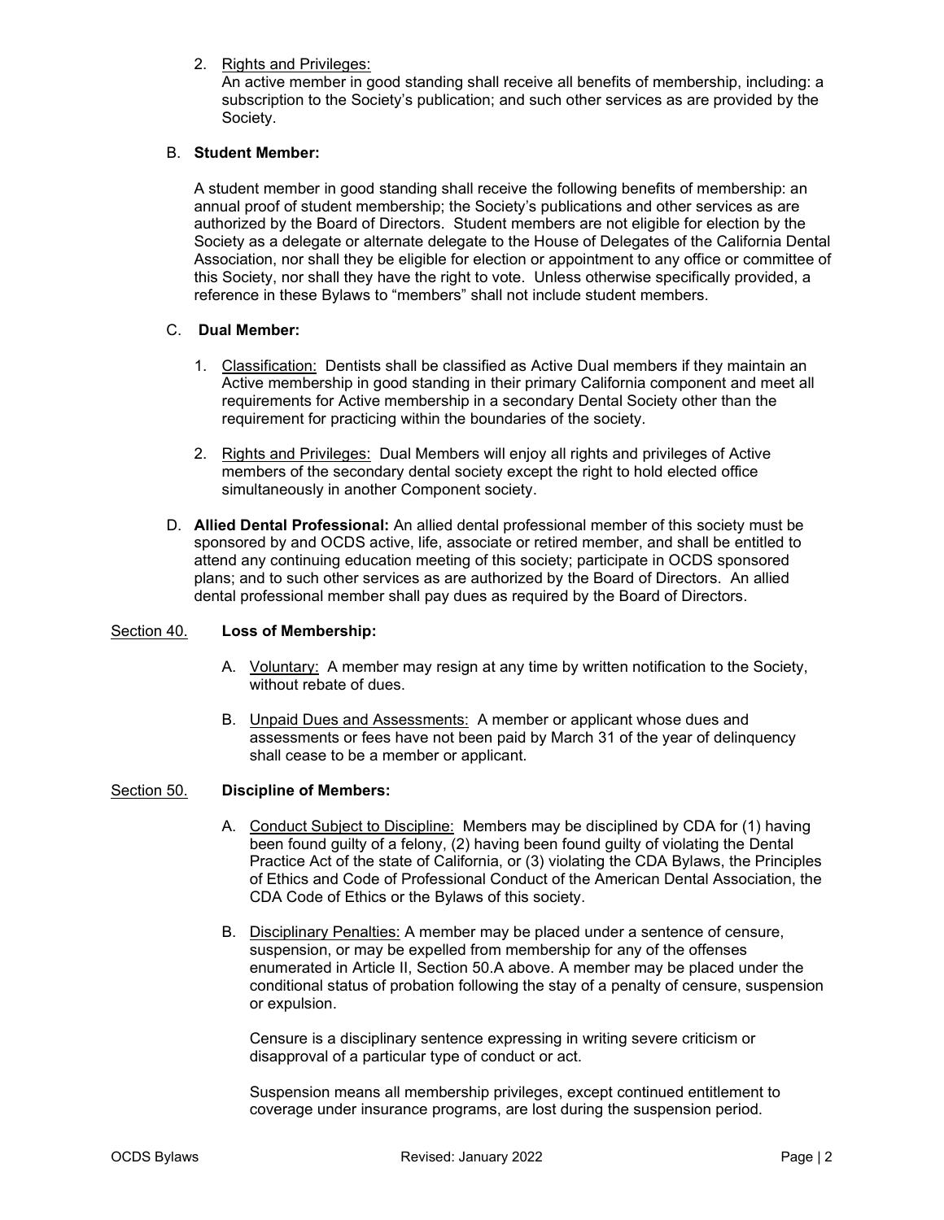2. Rights and Privileges:
   An active member in good standing shall receive all benefits of membership, including: a subscription to the Society's publication; and such other services as are provided by the Society.

B. **Student Member:**

A student member in good standing shall receive the following benefits of membership: an annual proof of student membership; the Society's publications and other services as are authorized by the Board of Directors. Student members are not eligible for election by the Society as a delegate or alternate delegate to the House of Delegates of the California Dental Association, nor shall they be eligible for election or appointment to any office or committee of this Society, nor shall they have the right to vote. Unless otherwise specifically provided, a reference in these Bylaws to "members" shall not include student members.

C. **Dual Member:**

1. Classification: Dentists shall be classified as Active Dual members if they maintain an Active membership in good standing in their primary California component and meet all requirements for Active membership in a secondary Dental Society other than the requirement for practicing within the boundaries of the society.

2. Rights and Privileges: Dual Members will enjoy all rights and privileges of Active members of the secondary dental society except the right to hold elected office simultaneously in another Component society.

D. **Allied Dental Professional:** An allied dental professional member of this society must be sponsored by and OCDS active, life, associate or retired member, and shall be entitled to attend any continuing education meeting of this society; participate in OCDS sponsored plans; and to such other services as are authorized by the Board of Directors. An allied dental professional member shall pay dues as required by the Board of Directors.

Section 40. **Loss of Membership:**

A. Voluntary: A member may resign at any time by written notification to the Society, without rebate of dues.

B. Unpaid Dues and Assessments: A member or applicant whose dues and assessments or fees have not been paid by March 31 of the year of delinquency shall cease to be a member or applicant.

Section 50. **Discipline of Members:**

A. Conduct Subject to Discipline: Members may be disciplined by CDA for (1) having been found guilty of a felony, (2) having been found guilty of violating the Dental Practice Act of the state of California, or (3) violating the CDA Bylaws, the Principles of Ethics and Code of Professional Conduct of the American Dental Association, the CDA Code of Ethics or the Bylaws of this society.

B. Disciplinary Penalties: A member may be placed under a sentence of censure, suspension, or may be expelled from membership for any of the offenses enumerated in Article II, Section 50.A above. A member may be placed under the conditional status of probation following the stay of a penalty of censure, suspension or expulsion.

   Censure is a disciplinary sentence expressing in writing severe criticism or disapproval of a particular type of conduct or act.

   Suspension means all membership privileges, except continued entitlement to coverage under insurance programs, are lost during the suspension period.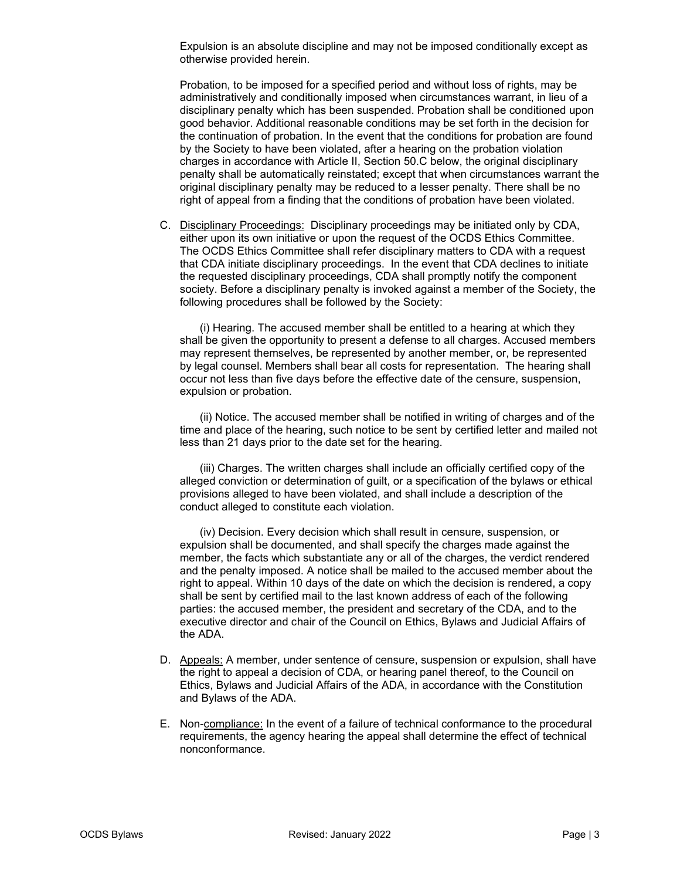Expulsion is an absolute discipline and may not be imposed conditionally except as otherwise provided herein.

Probation, to be imposed for a specified period and without loss of rights, may be administratively and conditionally imposed when circumstances warrant, in lieu of a disciplinary penalty which has been suspended. Probation shall be conditioned upon good behavior. Additional reasonable conditions may be set forth in the decision for the continuation of probation. In the event that the conditions for probation are found by the Society to have been violated, after a hearing on the probation violation charges in accordance with Article II, Section 50.C below, the original disciplinary penalty shall be automatically reinstated; except that when circumstances warrant the original disciplinary penalty may be reduced to a lesser penalty. There shall be no right of appeal from a finding that the conditions of probation have been violated.

C. Disciplinary Proceedings: Disciplinary proceedings may be initiated only by CDA, either upon its own initiative or upon the request of the OCDS Ethics Committee. The OCDS Ethics Committee shall refer disciplinary matters to CDA with a request that CDA initiate disciplinary proceedings. In the event that CDA declines to initiate the requested disciplinary proceedings, CDA shall promptly notify the component society. Before a disciplinary penalty is invoked against a member of the Society, the following procedures shall be followed by the Society:

(i) Hearing. The accused member shall be entitled to a hearing at which they shall be given the opportunity to present a defense to all charges. Accused members may represent themselves, be represented by another member, or, be represented by legal counsel. Members shall bear all costs for representation. The hearing shall occur not less than five days before the effective date of the censure, suspension, expulsion or probation.

(ii) Notice. The accused member shall be notified in writing of charges and of the time and place of the hearing, such notice to be sent by certified letter and mailed not less than 21 days prior to the date set for the hearing.

(iii) Charges. The written charges shall include an officially certified copy of the alleged conviction or determination of guilt, or a specification of the bylaws or ethical provisions alleged to have been violated, and shall include a description of the conduct alleged to constitute each violation.

(iv) Decision. Every decision which shall result in censure, suspension, or expulsion shall be documented, and shall specify the charges made against the member, the facts which substantiate any or all of the charges, the verdict rendered and the penalty imposed. A notice shall be mailed to the accused member about the right to appeal. Within 10 days of the date on which the decision is rendered, a copy shall be sent by certified mail to the last known address of each of the following parties: the accused member, the president and secretary of the CDA, and to the executive director and chair of the Council on Ethics, Bylaws and Judicial Affairs of the ADA.

D. Appeals: A member, under sentence of censure, suspension or expulsion, shall have the right to appeal a decision of CDA, or hearing panel thereof, to the Council on Ethics, Bylaws and Judicial Affairs of the ADA, in accordance with the Constitution and Bylaws of the ADA.

E. Non-compliance: In the event of a failure of technical conformance to the procedural requirements, the agency hearing the appeal shall determine the effect of technical nonconformance.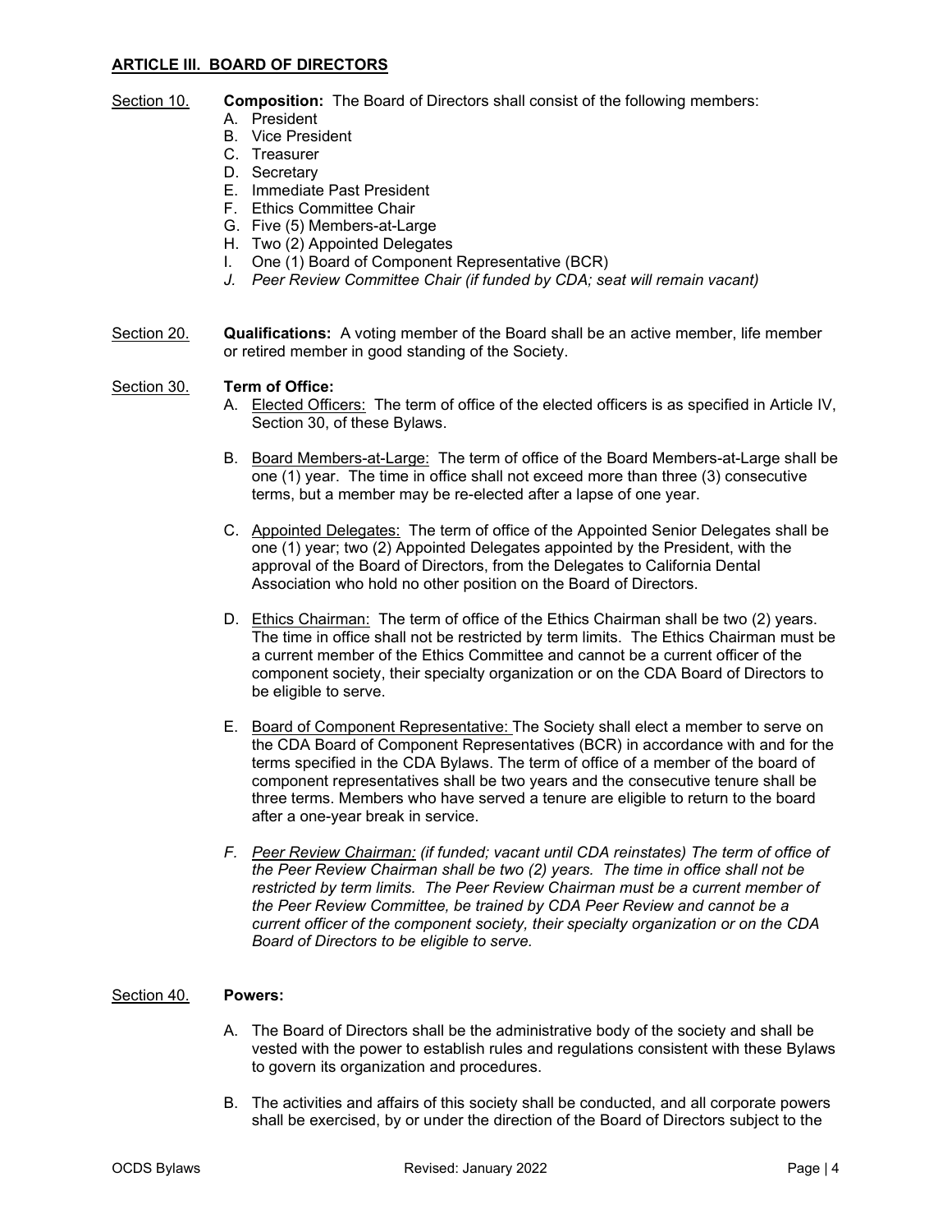## ARTICLE III. BOARD OF DIRECTORS

Section 10. **Composition:** The Board of Directors shall consist of the following members:

A. President
B. Vice President
C. Treasurer
D. Secretary
E. Immediate Past President
F. Ethics Committee Chair
G. Five (5) Members-at-Large
H. Two (2) Appointed Delegates
I. One (1) Board of Component Representative (BCR)
*J. Peer Review Committee Chair (if funded by CDA; seat will remain vacant)*

Section 20. **Qualifications:** A voting member of the Board shall be an active member, life member or retired member in good standing of the Society.

Section 30. **Term of Office:**

A. Elected Officers: The term of office of the elected officers is as specified in Article IV, Section 30, of these Bylaws.

B. Board Members-at-Large: The term of office of the Board Members-at-Large shall be one (1) year. The time in office shall not exceed more than three (3) consecutive terms, but a member may be re-elected after a lapse of one year.

C. Appointed Delegates: The term of office of the Appointed Senior Delegates shall be one (1) year; two (2) Appointed Delegates appointed by the President, with the approval of the Board of Directors, from the Delegates to California Dental Association who hold no other position on the Board of Directors.

D. Ethics Chairman: The term of office of the Ethics Chairman shall be two (2) years. The time in office shall not be restricted by term limits. The Ethics Chairman must be a current member of the Ethics Committee and cannot be a current officer of the component society, their specialty organization or on the CDA Board of Directors to be eligible to serve.

E. Board of Component Representative: The Society shall elect a member to serve on the CDA Board of Component Representatives (BCR) in accordance with and for the terms specified in the CDA Bylaws. The term of office of a member of the board of component representatives shall be two years and the consecutive tenure shall be three terms. Members who have served a tenure are eligible to return to the board after a one-year break in service.

*F. Peer Review Chairman: (if funded; vacant until CDA reinstates) The term of office of the Peer Review Chairman shall be two (2) years. The time in office shall not be restricted by term limits. The Peer Review Chairman must be a current member of the Peer Review Committee, be trained by CDA Peer Review and cannot be a current officer of the component society, their specialty organization or on the CDA Board of Directors to be eligible to serve.*

Section 40. **Powers:**

A. The Board of Directors shall be the administrative body of the society and shall be vested with the power to establish rules and regulations consistent with these Bylaws to govern its organization and procedures.

B. The activities and affairs of this society shall be conducted, and all corporate powers shall be exercised, by or under the direction of the Board of Directors subject to the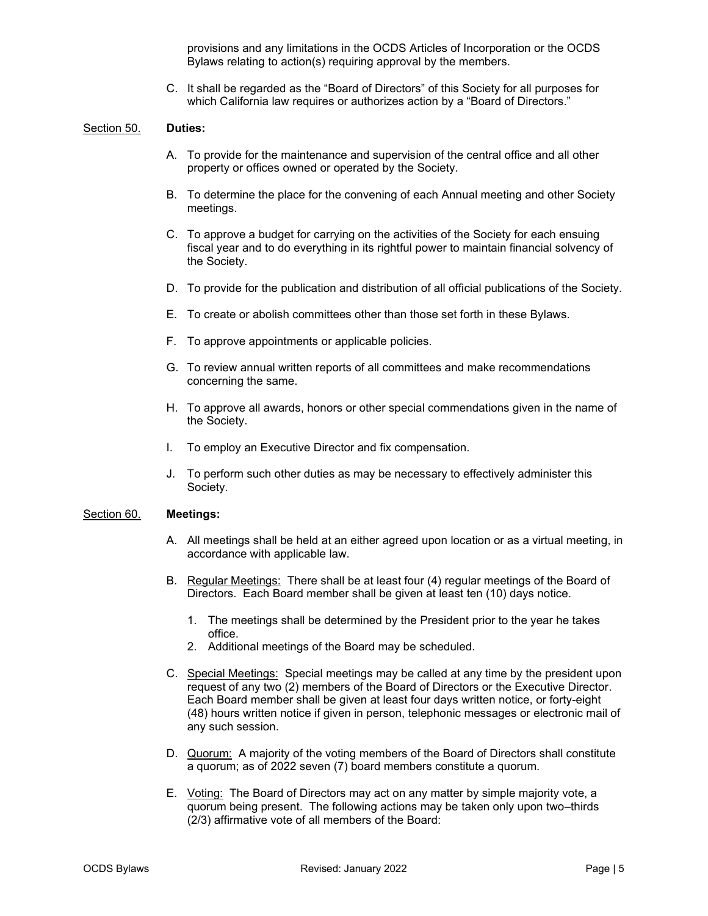provisions and any limitations in the OCDS Articles of Incorporation or the OCDS Bylaws relating to action(s) requiring approval by the members.

C. It shall be regarded as the "Board of Directors" of this Society for all purposes for which California law requires or authorizes action by a "Board of Directors."

Section 50. **Duties:**

A. To provide for the maintenance and supervision of the central office and all other property or offices owned or operated by the Society.

B. To determine the place for the convening of each Annual meeting and other Society meetings.

C. To approve a budget for carrying on the activities of the Society for each ensuing fiscal year and to do everything in its rightful power to maintain financial solvency of the Society.

D. To provide for the publication and distribution of all official publications of the Society.

E. To create or abolish committees other than those set forth in these Bylaws.

F. To approve appointments or applicable policies.

G. To review annual written reports of all committees and make recommendations concerning the same.

H. To approve all awards, honors or other special commendations given in the name of the Society.

I. To employ an Executive Director and fix compensation.

J. To perform such other duties as may be necessary to effectively administer this Society.

Section 60. **Meetings:**

A. All meetings shall be held at an either agreed upon location or as a virtual meeting, in accordance with applicable law.

B. Regular Meetings: There shall be at least four (4) regular meetings of the Board of Directors. Each Board member shall be given at least ten (10) days notice.

   1. The meetings shall be determined by the President prior to the year he takes office.
   2. Additional meetings of the Board may be scheduled.

C. Special Meetings: Special meetings may be called at any time by the president upon request of any two (2) members of the Board of Directors or the Executive Director. Each Board member shall be given at least four days written notice, or forty-eight (48) hours written notice if given in person, telephonic messages or electronic mail of any such session.

D. Quorum: A majority of the voting members of the Board of Directors shall constitute a quorum; as of 2022 seven (7) board members constitute a quorum.

E. Voting: The Board of Directors may act on any matter by simple majority vote, a quorum being present. The following actions may be taken only upon two–thirds (2/3) affirmative vote of all members of the Board: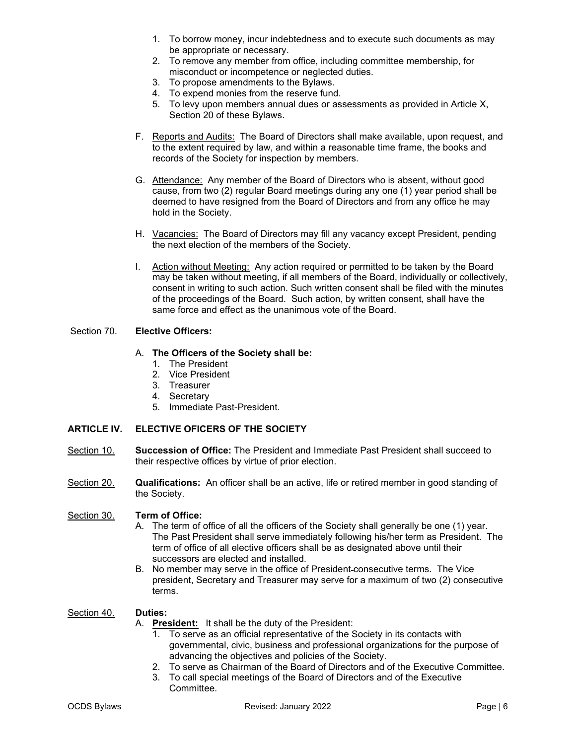1. To borrow money, incur indebtedness and to execute such documents as may be appropriate or necessary.
2. To remove any member from office, including committee membership, for misconduct or incompetence or neglected duties.
3. To propose amendments to the Bylaws.
4. To expend monies from the reserve fund.
5. To levy upon members annual dues or assessments as provided in Article X, Section 20 of these Bylaws.

F. Reports and Audits: The Board of Directors shall make available, upon request, and to the extent required by law, and within a reasonable time frame, the books and records of the Society for inspection by members.

G. Attendance: Any member of the Board of Directors who is absent, without good cause, from two (2) regular Board meetings during any one (1) year period shall be deemed to have resigned from the Board of Directors and from any office he may hold in the Society.

H. Vacancies: The Board of Directors may fill any vacancy except President, pending the next election of the members of the Society.

I. Action without Meeting: Any action required or permitted to be taken by the Board may be taken without meeting, if all members of the Board, individually or collectively, consent in writing to such action. Such written consent shall be filed with the minutes of the proceedings of the Board. Such action, by written consent, shall have the same force and effect as the unanimous vote of the Board.

Section 70. **Elective Officers:**

A. **The Officers of the Society shall be:**

1. The President
2. Vice President
3. Treasurer
4. Secretary
5. Immediate Past-President.

## ARTICLE IV. ELECTIVE OFICERS OF THE SOCIETY

Section 10. **Succession of Office:** The President and Immediate Past President shall succeed to their respective offices by virtue of prior election.

Section 20. **Qualifications:** An officer shall be an active, life or retired member in good standing of the Society.

Section 30. **Term of Office:**

A. The term of office of all the officers of the Society shall generally be one (1) year. The Past President shall serve immediately following his/her term as President. The term of office of all elective officers shall be as designated above until their successors are elected and installed.

B. No member may serve in the office of President consecutive terms. The Vice president, Secretary and Treasurer may serve for a maximum of two (2) consecutive terms.

Section 40. **Duties:**

A. **President:** It shall be the duty of the President:

1. To serve as an official representative of the Society in its contacts with governmental, civic, business and professional organizations for the purpose of advancing the objectives and policies of the Society.
2. To serve as Chairman of the Board of Directors and of the Executive Committee.
3. To call special meetings of the Board of Directors and of the Executive Committee.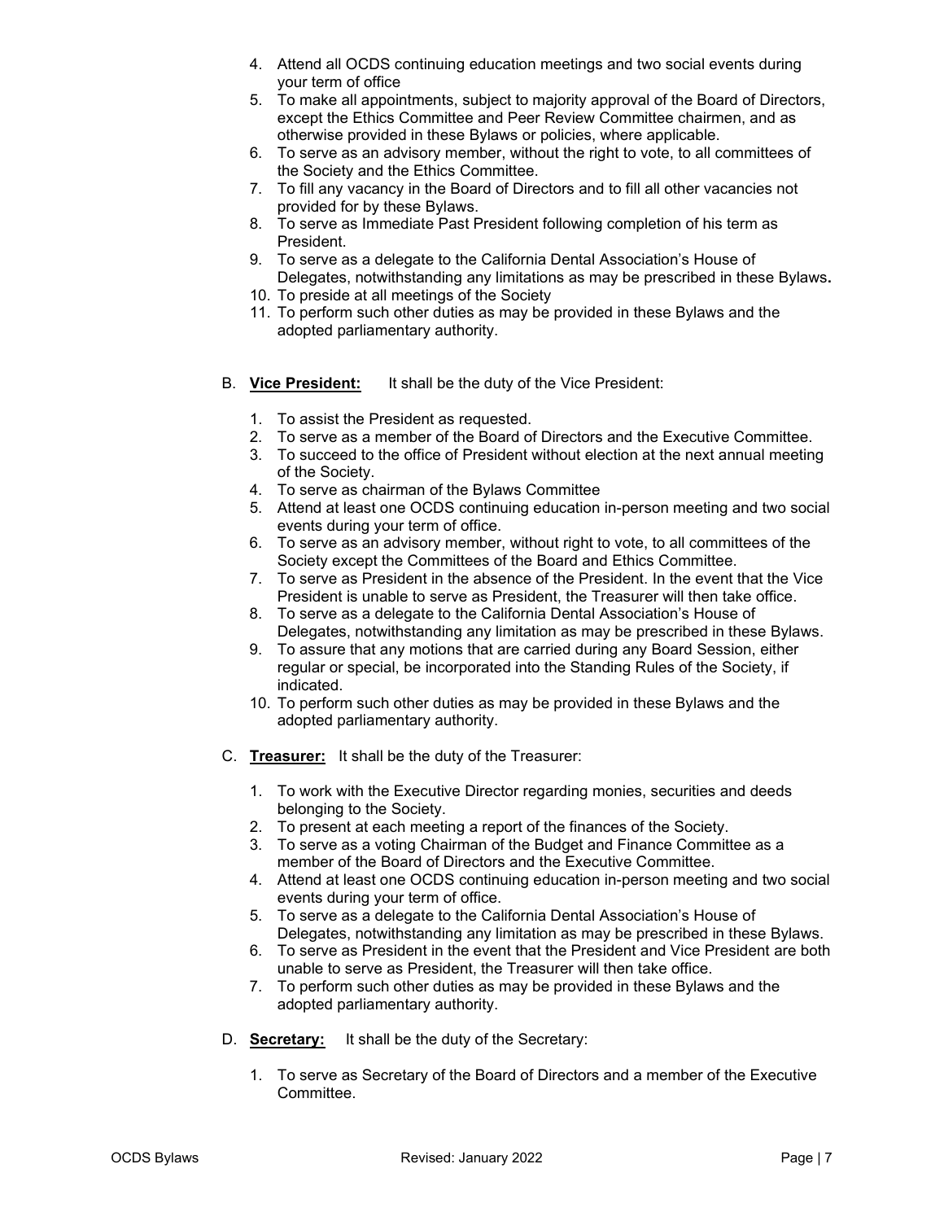4. Attend all OCDS continuing education meetings and two social events during your term of office
5. To make all appointments, subject to majority approval of the Board of Directors, except the Ethics Committee and Peer Review Committee chairmen, and as otherwise provided in these Bylaws or policies, where applicable.
6. To serve as an advisory member, without the right to vote, to all committees of the Society and the Ethics Committee.
7. To fill any vacancy in the Board of Directors and to fill all other vacancies not provided for by these Bylaws.
8. To serve as Immediate Past President following completion of his term as President.
9. To serve as a delegate to the California Dental Association's House of Delegates, notwithstanding any limitations as may be prescribed in these Bylaws**.**
10. To preside at all meetings of the Society
11. To perform such other duties as may be provided in these Bylaws and the adopted parliamentary authority.

B. **Vice President:** It shall be the duty of the Vice President:

1. To assist the President as requested.
2. To serve as a member of the Board of Directors and the Executive Committee.
3. To succeed to the office of President without election at the next annual meeting of the Society.
4. To serve as chairman of the Bylaws Committee
5. Attend at least one OCDS continuing education in-person meeting and two social events during your term of office.
6. To serve as an advisory member, without right to vote, to all committees of the Society except the Committees of the Board and Ethics Committee.
7. To serve as President in the absence of the President. In the event that the Vice President is unable to serve as President, the Treasurer will then take office.
8. To serve as a delegate to the California Dental Association's House of Delegates, notwithstanding any limitation as may be prescribed in these Bylaws.
9. To assure that any motions that are carried during any Board Session, either regular or special, be incorporated into the Standing Rules of the Society, if indicated.
10. To perform such other duties as may be provided in these Bylaws and the adopted parliamentary authority.

C. **Treasurer:** It shall be the duty of the Treasurer:

1. To work with the Executive Director regarding monies, securities and deeds belonging to the Society.
2. To present at each meeting a report of the finances of the Society.
3. To serve as a voting Chairman of the Budget and Finance Committee as a member of the Board of Directors and the Executive Committee.
4. Attend at least one OCDS continuing education in-person meeting and two social events during your term of office.
5. To serve as a delegate to the California Dental Association's House of Delegates, notwithstanding any limitation as may be prescribed in these Bylaws.
6. To serve as President in the event that the President and Vice President are both unable to serve as President, the Treasurer will then take office.
7. To perform such other duties as may be provided in these Bylaws and the adopted parliamentary authority.

D. **Secretary:** It shall be the duty of the Secretary:

1. To serve as Secretary of the Board of Directors and a member of the Executive Committee.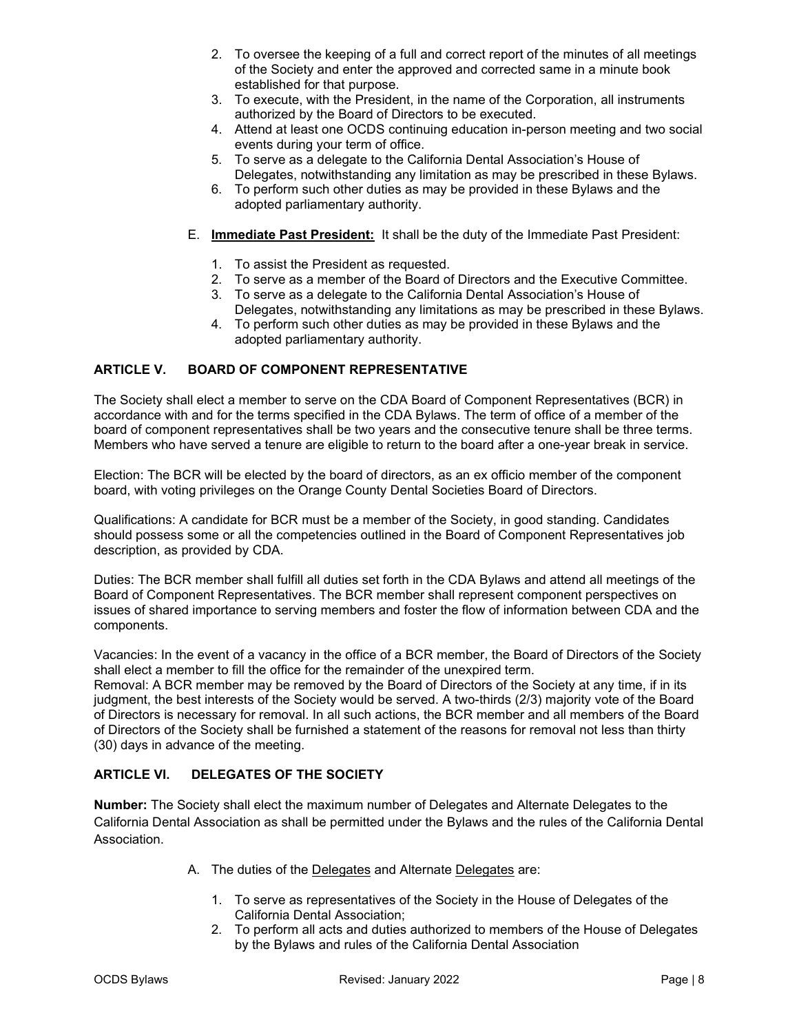2. To oversee the keeping of a full and correct report of the minutes of all meetings of the Society and enter the approved and corrected same in a minute book established for that purpose.
3. To execute, with the President, in the name of the Corporation, all instruments authorized by the Board of Directors to be executed.
4. Attend at least one OCDS continuing education in-person meeting and two social events during your term of office.
5. To serve as a delegate to the California Dental Association's House of Delegates, notwithstanding any limitation as may be prescribed in these Bylaws.
6. To perform such other duties as may be provided in these Bylaws and the adopted parliamentary authority.

E. **Immediate Past President:** It shall be the duty of the Immediate Past President:

1. To assist the President as requested.
2. To serve as a member of the Board of Directors and the Executive Committee.
3. To serve as a delegate to the California Dental Association's House of Delegates, notwithstanding any limitations as may be prescribed in these Bylaws.
4. To perform such other duties as may be provided in these Bylaws and the adopted parliamentary authority.

## ARTICLE V. BOARD OF COMPONENT REPRESENTATIVE

The Society shall elect a member to serve on the CDA Board of Component Representatives (BCR) in accordance with and for the terms specified in the CDA Bylaws. The term of office of a member of the board of component representatives shall be two years and the consecutive tenure shall be three terms. Members who have served a tenure are eligible to return to the board after a one-year break in service.

Election: The BCR will be elected by the board of directors, as an ex officio member of the component board, with voting privileges on the Orange County Dental Societies Board of Directors.

Qualifications: A candidate for BCR must be a member of the Society, in good standing. Candidates should possess some or all the competencies outlined in the Board of Component Representatives job description, as provided by CDA.

Duties: The BCR member shall fulfill all duties set forth in the CDA Bylaws and attend all meetings of the Board of Component Representatives. The BCR member shall represent component perspectives on issues of shared importance to serving members and foster the flow of information between CDA and the components.

Vacancies: In the event of a vacancy in the office of a BCR member, the Board of Directors of the Society shall elect a member to fill the office for the remainder of the unexpired term.
Removal: A BCR member may be removed by the Board of Directors of the Society at any time, if in its judgment, the best interests of the Society would be served. A two-thirds (2/3) majority vote of the Board of Directors is necessary for removal. In all such actions, the BCR member and all members of the Board of Directors of the Society shall be furnished a statement of the reasons for removal not less than thirty (30) days in advance of the meeting.

## ARTICLE VI. DELEGATES OF THE SOCIETY

**Number:** The Society shall elect the maximum number of Delegates and Alternate Delegates to the California Dental Association as shall be permitted under the Bylaws and the rules of the California Dental Association.

A. The duties of the Delegates and Alternate Delegates are:

1. To serve as representatives of the Society in the House of Delegates of the California Dental Association;
2. To perform all acts and duties authorized to members of the House of Delegates by the Bylaws and rules of the California Dental Association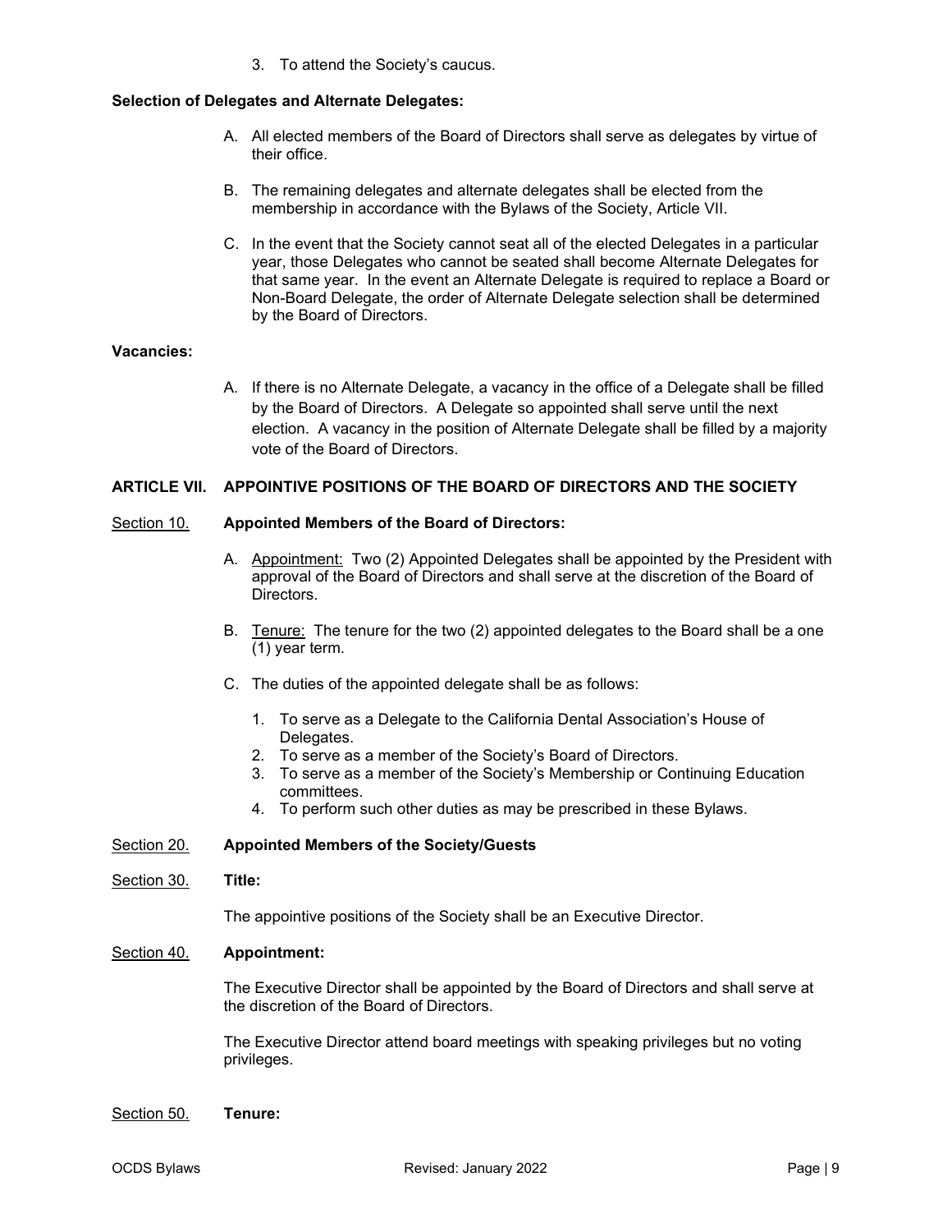3. To attend the Society's caucus.

**Selection of Delegates and Alternate Delegates:**

A. All elected members of the Board of Directors shall serve as delegates by virtue of their office.

B. The remaining delegates and alternate delegates shall be elected from the membership in accordance with the Bylaws of the Society, Article VII.

C. In the event that the Society cannot seat all of the elected Delegates in a particular year, those Delegates who cannot be seated shall become Alternate Delegates for that same year. In the event an Alternate Delegate is required to replace a Board or Non-Board Delegate, the order of Alternate Delegate selection shall be determined by the Board of Directors.

**Vacancies:**

A. If there is no Alternate Delegate, a vacancy in the office of a Delegate shall be filled by the Board of Directors. A Delegate so appointed shall serve until the next election. A vacancy in the position of Alternate Delegate shall be filled by a majority vote of the Board of Directors.

## ARTICLE VII. APPOINTIVE POSITIONS OF THE BOARD OF DIRECTORS AND THE SOCIETY

<u>Section 10.</u> **Appointed Members of the Board of Directors:**

A. <u>Appointment:</u> Two (2) Appointed Delegates shall be appointed by the President with approval of the Board of Directors and shall serve at the discretion of the Board of Directors.

B. <u>Tenure:</u> The tenure for the two (2) appointed delegates to the Board shall be a one (1) year term.

C. The duties of the appointed delegate shall be as follows:

1. To serve as a Delegate to the California Dental Association's House of Delegates.
2. To serve as a member of the Society's Board of Directors.
3. To serve as a member of the Society's Membership or Continuing Education committees.
4. To perform such other duties as may be prescribed in these Bylaws.

<u>Section 20.</u> **Appointed Members of the Society/Guests**

<u>Section 30.</u> **Title:**

The appointive positions of the Society shall be an Executive Director.

<u>Section 40.</u> **Appointment:**

The Executive Director shall be appointed by the Board of Directors and shall serve at the discretion of the Board of Directors.

The Executive Director attend board meetings with speaking privileges but no voting privileges.

<u>Section 50.</u> **Tenure:**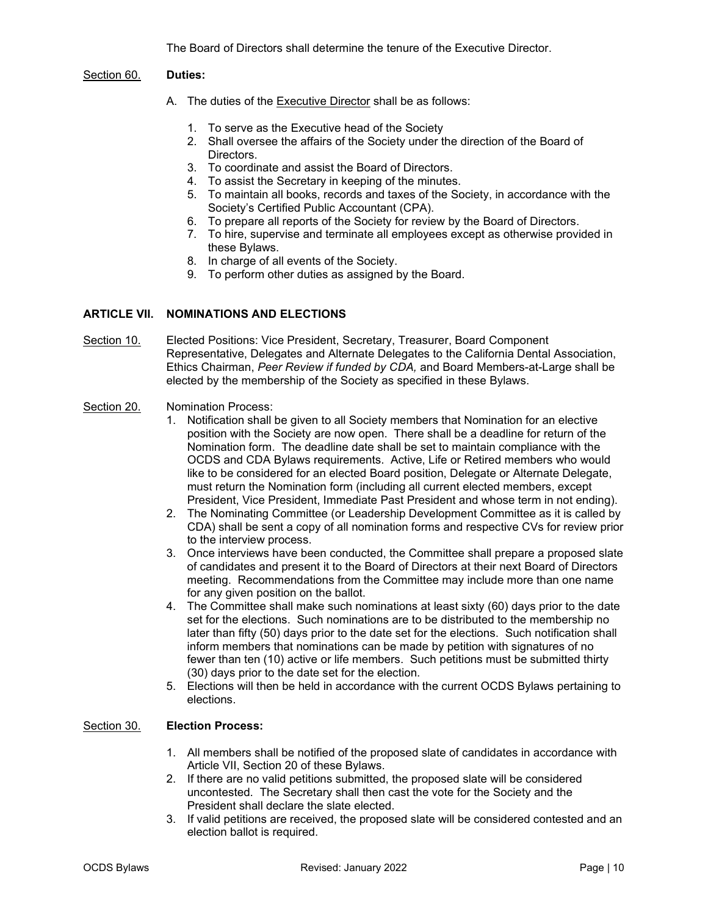The Board of Directors shall determine the tenure of the Executive Director.

Section 60. **Duties:**

A. The duties of the Executive Director shall be as follows:

1. To serve as the Executive head of the Society
2. Shall oversee the affairs of the Society under the direction of the Board of Directors.
3. To coordinate and assist the Board of Directors.
4. To assist the Secretary in keeping of the minutes.
5. To maintain all books, records and taxes of the Society, in accordance with the Society's Certified Public Accountant (CPA).
6. To prepare all reports of the Society for review by the Board of Directors.
7. To hire, supervise and terminate all employees except as otherwise provided in these Bylaws.
8. In charge of all events of the Society.
9. To perform other duties as assigned by the Board.

## ARTICLE VII. NOMINATIONS AND ELECTIONS

Section 10. Elected Positions: Vice President, Secretary, Treasurer, Board Component Representative, Delegates and Alternate Delegates to the California Dental Association, Ethics Chairman, *Peer Review if funded by CDA,* and Board Members-at-Large shall be elected by the membership of the Society as specified in these Bylaws.

Section 20. Nomination Process:

1. Notification shall be given to all Society members that Nomination for an elective position with the Society are now open. There shall be a deadline for return of the Nomination form. The deadline date shall be set to maintain compliance with the OCDS and CDA Bylaws requirements. Active, Life or Retired members who would like to be considered for an elected Board position, Delegate or Alternate Delegate, must return the Nomination form (including all current elected members, except President, Vice President, Immediate Past President and whose term in not ending).
2. The Nominating Committee (or Leadership Development Committee as it is called by CDA) shall be sent a copy of all nomination forms and respective CVs for review prior to the interview process.
3. Once interviews have been conducted, the Committee shall prepare a proposed slate of candidates and present it to the Board of Directors at their next Board of Directors meeting. Recommendations from the Committee may include more than one name for any given position on the ballot.
4. The Committee shall make such nominations at least sixty (60) days prior to the date set for the elections. Such nominations are to be distributed to the membership no later than fifty (50) days prior to the date set for the elections. Such notification shall inform members that nominations can be made by petition with signatures of no fewer than ten (10) active or life members. Such petitions must be submitted thirty (30) days prior to the date set for the election.
5. Elections will then be held in accordance with the current OCDS Bylaws pertaining to elections.

Section 30. **Election Process:**

1. All members shall be notified of the proposed slate of candidates in accordance with Article VII, Section 20 of these Bylaws.
2. If there are no valid petitions submitted, the proposed slate will be considered uncontested. The Secretary shall then cast the vote for the Society and the President shall declare the slate elected.
3. If valid petitions are received, the proposed slate will be considered contested and an election ballot is required.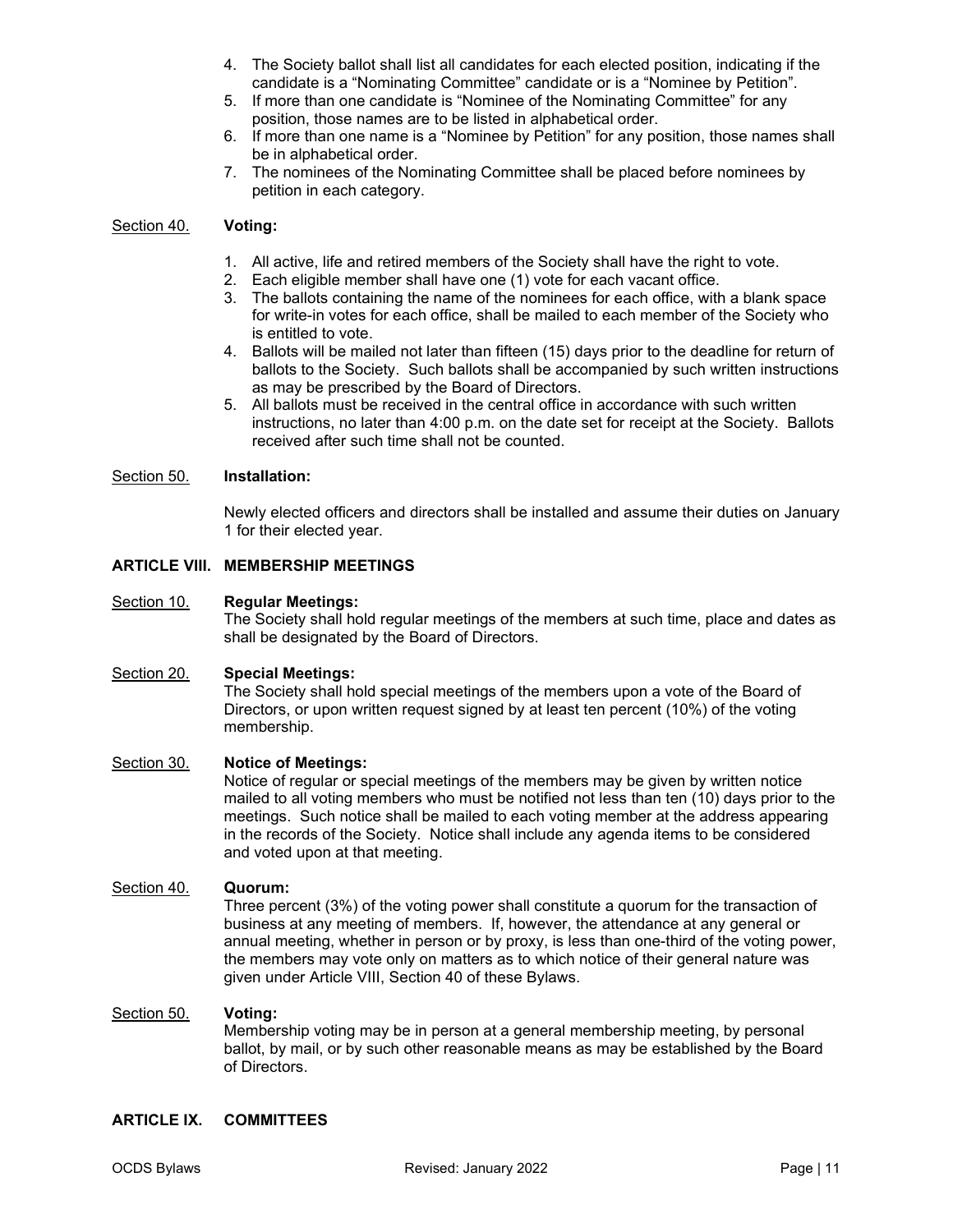4. The Society ballot shall list all candidates for each elected position, indicating if the candidate is a "Nominating Committee" candidate or is a "Nominee by Petition".
5. If more than one candidate is "Nominee of the Nominating Committee" for any position, those names are to be listed in alphabetical order.
6. If more than one name is a "Nominee by Petition" for any position, those names shall be in alphabetical order.
7. The nominees of the Nominating Committee shall be placed before nominees by petition in each category.

Section 40. **Voting:**

1. All active, life and retired members of the Society shall have the right to vote.
2. Each eligible member shall have one (1) vote for each vacant office.
3. The ballots containing the name of the nominees for each office, with a blank space for write-in votes for each office, shall be mailed to each member of the Society who is entitled to vote.
4. Ballots will be mailed not later than fifteen (15) days prior to the deadline for return of ballots to the Society. Such ballots shall be accompanied by such written instructions as may be prescribed by the Board of Directors.
5. All ballots must be received in the central office in accordance with such written instructions, no later than 4:00 p.m. on the date set for receipt at the Society. Ballots received after such time shall not be counted.

Section 50. **Installation:**

Newly elected officers and directors shall be installed and assume their duties on January 1 for their elected year.

## ARTICLE VIII. MEMBERSHIP MEETINGS

Section 10. **Regular Meetings:**
The Society shall hold regular meetings of the members at such time, place and dates as shall be designated by the Board of Directors.

Section 20. **Special Meetings:**
The Society shall hold special meetings of the members upon a vote of the Board of Directors, or upon written request signed by at least ten percent (10%) of the voting membership.

Section 30. **Notice of Meetings:**
Notice of regular or special meetings of the members may be given by written notice mailed to all voting members who must be notified not less than ten (10) days prior to the meetings. Such notice shall be mailed to each voting member at the address appearing in the records of the Society. Notice shall include any agenda items to be considered and voted upon at that meeting.

Section 40. **Quorum:**
Three percent (3%) of the voting power shall constitute a quorum for the transaction of business at any meeting of members. If, however, the attendance at any general or annual meeting, whether in person or by proxy, is less than one-third of the voting power, the members may vote only on matters as to which notice of their general nature was given under Article VIII, Section 40 of these Bylaws.

Section 50. **Voting:**
Membership voting may be in person at a general membership meeting, by personal ballot, by mail, or by such other reasonable means as may be established by the Board of Directors.

## ARTICLE IX. COMMITTEES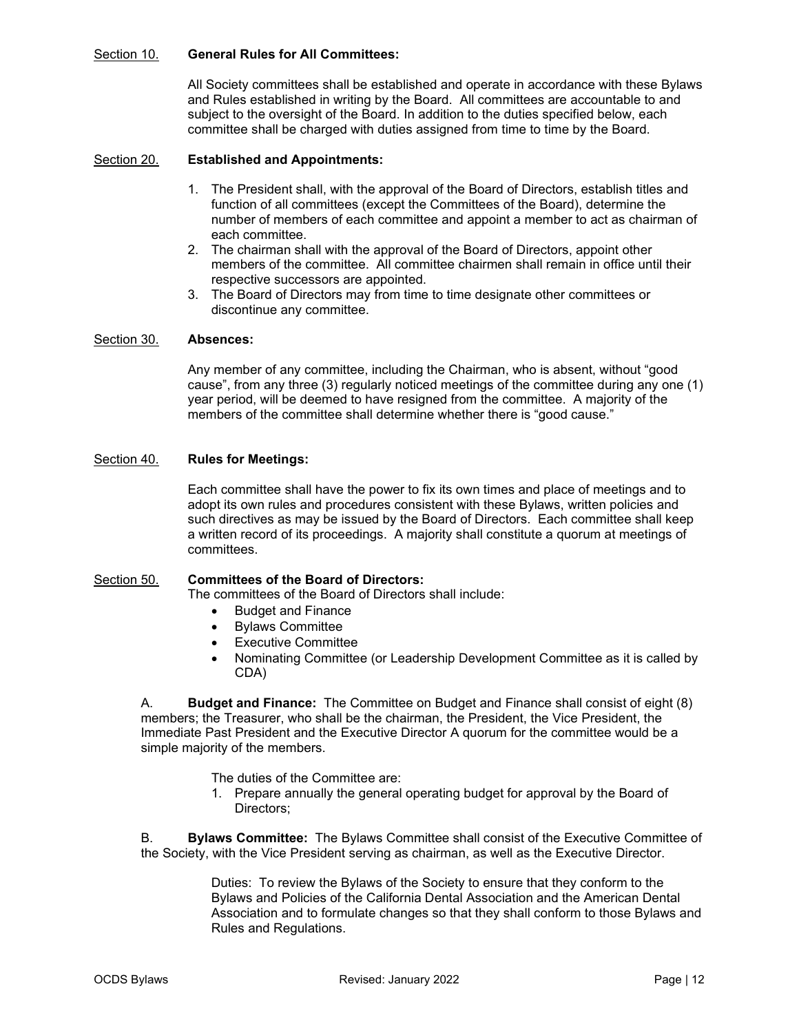## Section 10. **General Rules for All Committees:**

All Society committees shall be established and operate in accordance with these Bylaws and Rules established in writing by the Board. All committees are accountable to and subject to the oversight of the Board. In addition to the duties specified below, each committee shall be charged with duties assigned from time to time by the Board.

## Section 20. **Established and Appointments:**

1. The President shall, with the approval of the Board of Directors, establish titles and function of all committees (except the Committees of the Board), determine the number of members of each committee and appoint a member to act as chairman of each committee.
2. The chairman shall with the approval of the Board of Directors, appoint other members of the committee. All committee chairmen shall remain in office until their respective successors are appointed.
3. The Board of Directors may from time to time designate other committees or discontinue any committee.

## Section 30. **Absences:**

Any member of any committee, including the Chairman, who is absent, without "good cause", from any three (3) regularly noticed meetings of the committee during any one (1) year period, will be deemed to have resigned from the committee. A majority of the members of the committee shall determine whether there is "good cause."

## Section 40. **Rules for Meetings:**

Each committee shall have the power to fix its own times and place of meetings and to adopt its own rules and procedures consistent with these Bylaws, written policies and such directives as may be issued by the Board of Directors. Each committee shall keep a written record of its proceedings. A majority shall constitute a quorum at meetings of committees.

## Section 50. **Committees of the Board of Directors:**

The committees of the Board of Directors shall include:

- Budget and Finance
- Bylaws Committee
- Executive Committee
- Nominating Committee (or Leadership Development Committee as it is called by CDA)

A. **Budget and Finance:** The Committee on Budget and Finance shall consist of eight (8) members; the Treasurer, who shall be the chairman, the President, the Vice President, the Immediate Past President and the Executive Director A quorum for the committee would be a simple majority of the members.

The duties of the Committee are:

1. Prepare annually the general operating budget for approval by the Board of Directors;

B. **Bylaws Committee:** The Bylaws Committee shall consist of the Executive Committee of the Society, with the Vice President serving as chairman, as well as the Executive Director.

Duties: To review the Bylaws of the Society to ensure that they conform to the Bylaws and Policies of the California Dental Association and the American Dental Association and to formulate changes so that they shall conform to those Bylaws and Rules and Regulations.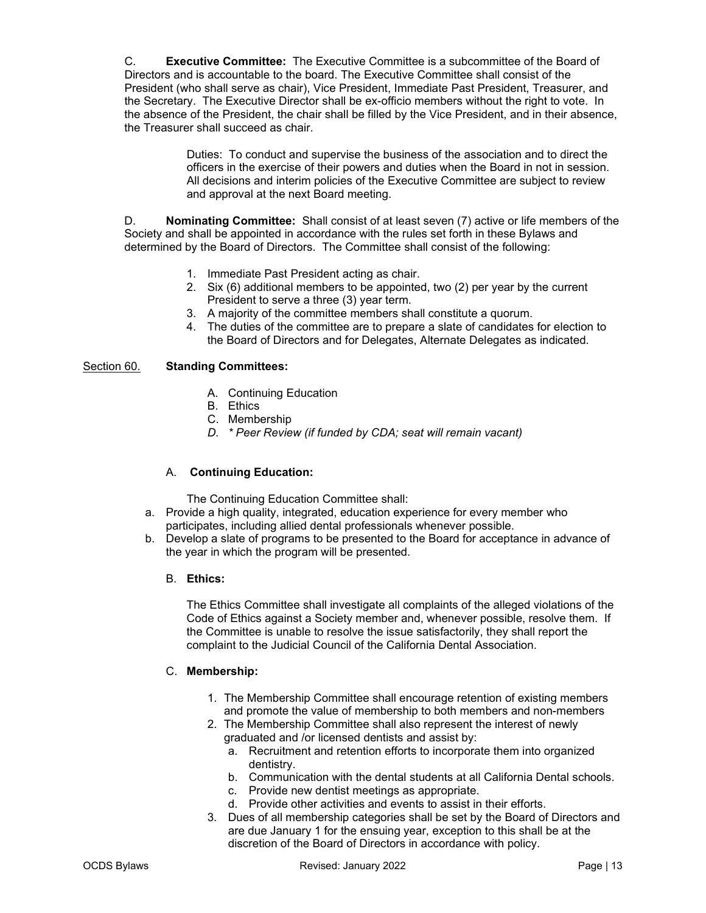C. **Executive Committee:** The Executive Committee is a subcommittee of the Board of Directors and is accountable to the board. The Executive Committee shall consist of the President (who shall serve as chair), Vice President, Immediate Past President, Treasurer, and the Secretary. The Executive Director shall be ex-officio members without the right to vote. In the absence of the President, the chair shall be filled by the Vice President, and in their absence, the Treasurer shall succeed as chair.

> Duties: To conduct and supervise the business of the association and to direct the officers in the exercise of their powers and duties when the Board in not in session. All decisions and interim policies of the Executive Committee are subject to review and approval at the next Board meeting.

D. **Nominating Committee:** Shall consist of at least seven (7) active or life members of the Society and shall be appointed in accordance with the rules set forth in these Bylaws and determined by the Board of Directors. The Committee shall consist of the following:

1. Immediate Past President acting as chair.
2. Six (6) additional members to be appointed, two (2) per year by the current President to serve a three (3) year term.
3. A majority of the committee members shall constitute a quorum.
4. The duties of the committee are to prepare a slate of candidates for election to the Board of Directors and for Delegates, Alternate Delegates as indicated.

## Section 60. **Standing Committees:**

A. Continuing Education
B. Ethics
C. Membership
*D. * Peer Review (if funded by CDA; seat will remain vacant)*

A. **Continuing Education:**

The Continuing Education Committee shall:

a. Provide a high quality, integrated, education experience for every member who participates, including allied dental professionals whenever possible.
b. Develop a slate of programs to be presented to the Board for acceptance in advance of the year in which the program will be presented.

B. **Ethics:**

The Ethics Committee shall investigate all complaints of the alleged violations of the Code of Ethics against a Society member and, whenever possible, resolve them. If the Committee is unable to resolve the issue satisfactorily, they shall report the complaint to the Judicial Council of the California Dental Association.

C. **Membership:**

1. The Membership Committee shall encourage retention of existing members and promote the value of membership to both members and non-members
2. The Membership Committee shall also represent the interest of newly graduated and /or licensed dentists and assist by:
   a. Recruitment and retention efforts to incorporate them into organized dentistry.
   b. Communication with the dental students at all California Dental schools.
   c. Provide new dentist meetings as appropriate.
   d. Provide other activities and events to assist in their efforts.
3. Dues of all membership categories shall be set by the Board of Directors and are due January 1 for the ensuing year, exception to this shall be at the discretion of the Board of Directors in accordance with policy.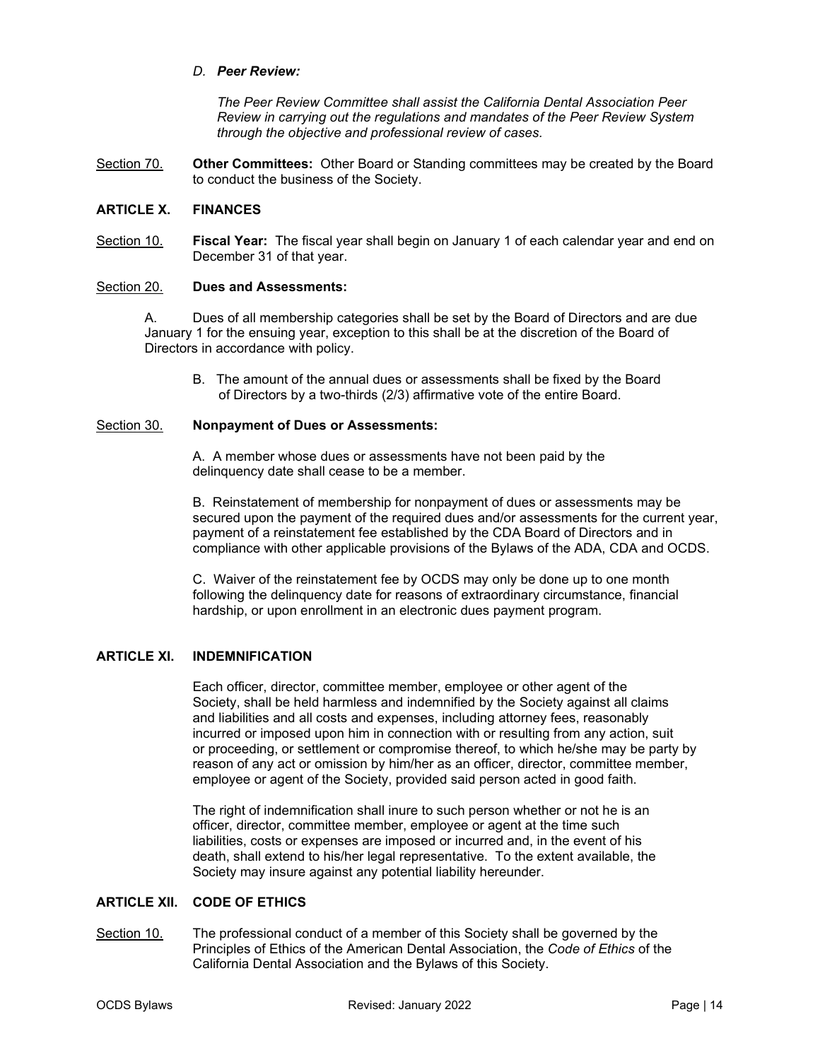*D. **Peer Review:***

*The Peer Review Committee shall assist the California Dental Association Peer Review in carrying out the regulations and mandates of the Peer Review System through the objective and professional review of cases.*

Section 70. **Other Committees:** Other Board or Standing committees may be created by the Board to conduct the business of the Society.

## ARTICLE X. FINANCES

Section 10. **Fiscal Year:** The fiscal year shall begin on January 1 of each calendar year and end on December 31 of that year.

Section 20. **Dues and Assessments:**

A. Dues of all membership categories shall be set by the Board of Directors and are due January 1 for the ensuing year, exception to this shall be at the discretion of the Board of Directors in accordance with policy.

B. The amount of the annual dues or assessments shall be fixed by the Board of Directors by a two-thirds (2/3) affirmative vote of the entire Board.

Section 30. **Nonpayment of Dues or Assessments:**

A. A member whose dues or assessments have not been paid by the delinquency date shall cease to be a member.

B. Reinstatement of membership for nonpayment of dues or assessments may be secured upon the payment of the required dues and/or assessments for the current year, payment of a reinstatement fee established by the CDA Board of Directors and in compliance with other applicable provisions of the Bylaws of the ADA, CDA and OCDS.

C. Waiver of the reinstatement fee by OCDS may only be done up to one month following the delinquency date for reasons of extraordinary circumstance, financial hardship, or upon enrollment in an electronic dues payment program.

## ARTICLE XI. INDEMNIFICATION

Each officer, director, committee member, employee or other agent of the Society, shall be held harmless and indemnified by the Society against all claims and liabilities and all costs and expenses, including attorney fees, reasonably incurred or imposed upon him in connection with or resulting from any action, suit or proceeding, or settlement or compromise thereof, to which he/she may be party by reason of any act or omission by him/her as an officer, director, committee member, employee or agent of the Society, provided said person acted in good faith.

The right of indemnification shall inure to such person whether or not he is an officer, director, committee member, employee or agent at the time such liabilities, costs or expenses are imposed or incurred and, in the event of his death, shall extend to his/her legal representative. To the extent available, the Society may insure against any potential liability hereunder.

## ARTICLE XII. CODE OF ETHICS

Section 10. The professional conduct of a member of this Society shall be governed by the Principles of Ethics of the American Dental Association, the *Code of Ethics* of the California Dental Association and the Bylaws of this Society.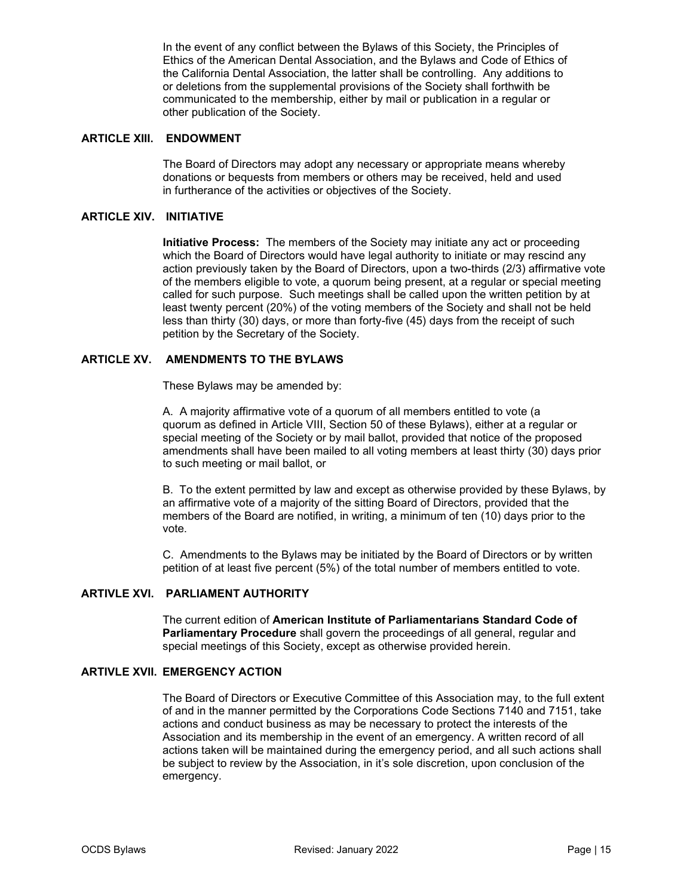In the event of any conflict between the Bylaws of this Society, the Principles of Ethics of the American Dental Association, and the Bylaws and Code of Ethics of the California Dental Association, the latter shall be controlling. Any additions to or deletions from the supplemental provisions of the Society shall forthwith be communicated to the membership, either by mail or publication in a regular or other publication of the Society.

## ARTICLE XIII. ENDOWMENT

The Board of Directors may adopt any necessary or appropriate means whereby donations or bequests from members or others may be received, held and used in furtherance of the activities or objectives of the Society.

## ARTICLE XIV. INITIATIVE

**Initiative Process:** The members of the Society may initiate any act or proceeding which the Board of Directors would have legal authority to initiate or may rescind any action previously taken by the Board of Directors, upon a two-thirds (2/3) affirmative vote of the members eligible to vote, a quorum being present, at a regular or special meeting called for such purpose. Such meetings shall be called upon the written petition by at least twenty percent (20%) of the voting members of the Society and shall not be held less than thirty (30) days, or more than forty-five (45) days from the receipt of such petition by the Secretary of the Society.

## ARTICLE XV. AMENDMENTS TO THE BYLAWS

These Bylaws may be amended by:

A. A majority affirmative vote of a quorum of all members entitled to vote (a quorum as defined in Article VIII, Section 50 of these Bylaws), either at a regular or special meeting of the Society or by mail ballot, provided that notice of the proposed amendments shall have been mailed to all voting members at least thirty (30) days prior to such meeting or mail ballot, or

B. To the extent permitted by law and except as otherwise provided by these Bylaws, by an affirmative vote of a majority of the sitting Board of Directors, provided that the members of the Board are notified, in writing, a minimum of ten (10) days prior to the vote.

C. Amendments to the Bylaws may be initiated by the Board of Directors or by written petition of at least five percent (5%) of the total number of members entitled to vote.

## ARTIVLE XVI. PARLIAMENT AUTHORITY

The current edition of **American Institute of Parliamentarians Standard Code of Parliamentary Procedure** shall govern the proceedings of all general, regular and special meetings of this Society, except as otherwise provided herein.

## ARTIVLE XVII. EMERGENCY ACTION

The Board of Directors or Executive Committee of this Association may, to the full extent of and in the manner permitted by the Corporations Code Sections 7140 and 7151, take actions and conduct business as may be necessary to protect the interests of the Association and its membership in the event of an emergency. A written record of all actions taken will be maintained during the emergency period, and all such actions shall be subject to review by the Association, in it's sole discretion, upon conclusion of the emergency.